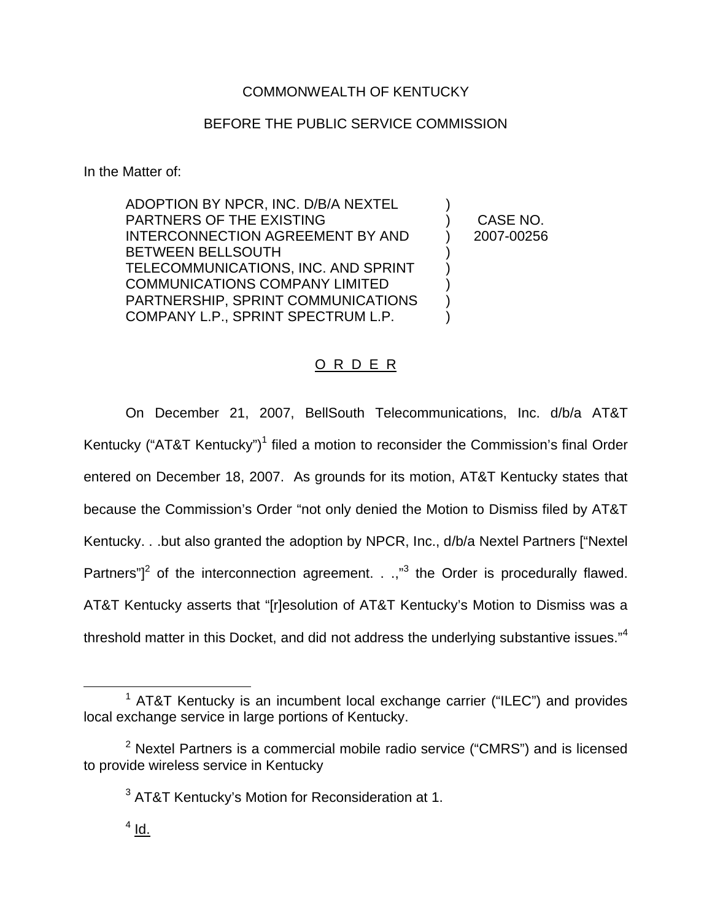COMMONWEALTH OF KENTUCKY

BEFORE THE PUBLIC SERVICE COMMISSION

In the Matter of:

| | | |
|---|---|---|
| ADOPTION BY NPCR, INC. D/B/A NEXTEL PARTNERS OF THE EXISTING INTERCONNECTION AGREEMENT BY AND BETWEEN BELLSOUTH TELECOMMUNICATIONS, INC. AND SPRINT COMMUNICATIONS COMPANY LIMITED PARTNERSHIP, SPRINT COMMUNICATIONS COMPANY L.P., SPRINT SPECTRUM L.P. | ) | CASE NO. 2007-00256 |

O R D E R

On December 21, 2007, BellSouth Telecommunications, Inc. d/b/a AT&T Kentucky ("AT&T Kentucky")[1] filed a motion to reconsider the Commission's final Order entered on December 18, 2007. As grounds for its motion, AT&T Kentucky states that because the Commission's Order "not only denied the Motion to Dismiss filed by AT&T Kentucky. . .but also granted the adoption by NPCR, Inc., d/b/a Nextel Partners ["Nextel Partners"][2] of the interconnection agreement. . .,"[3] the Order is procedurally flawed. AT&T Kentucky asserts that "[r]esolution of AT&T Kentucky's Motion to Dismiss was a threshold matter in this Docket, and did not address the underlying substantive issues."[4]

[1] AT&T Kentucky is an incumbent local exchange carrier ("ILEC") and provides local exchange service in large portions of Kentucky.

[2] Nextel Partners is a commercial mobile radio service ("CMRS") and is licensed to provide wireless service in Kentucky

[3] AT&T Kentucky's Motion for Reconsideration at 1.

[4] Id.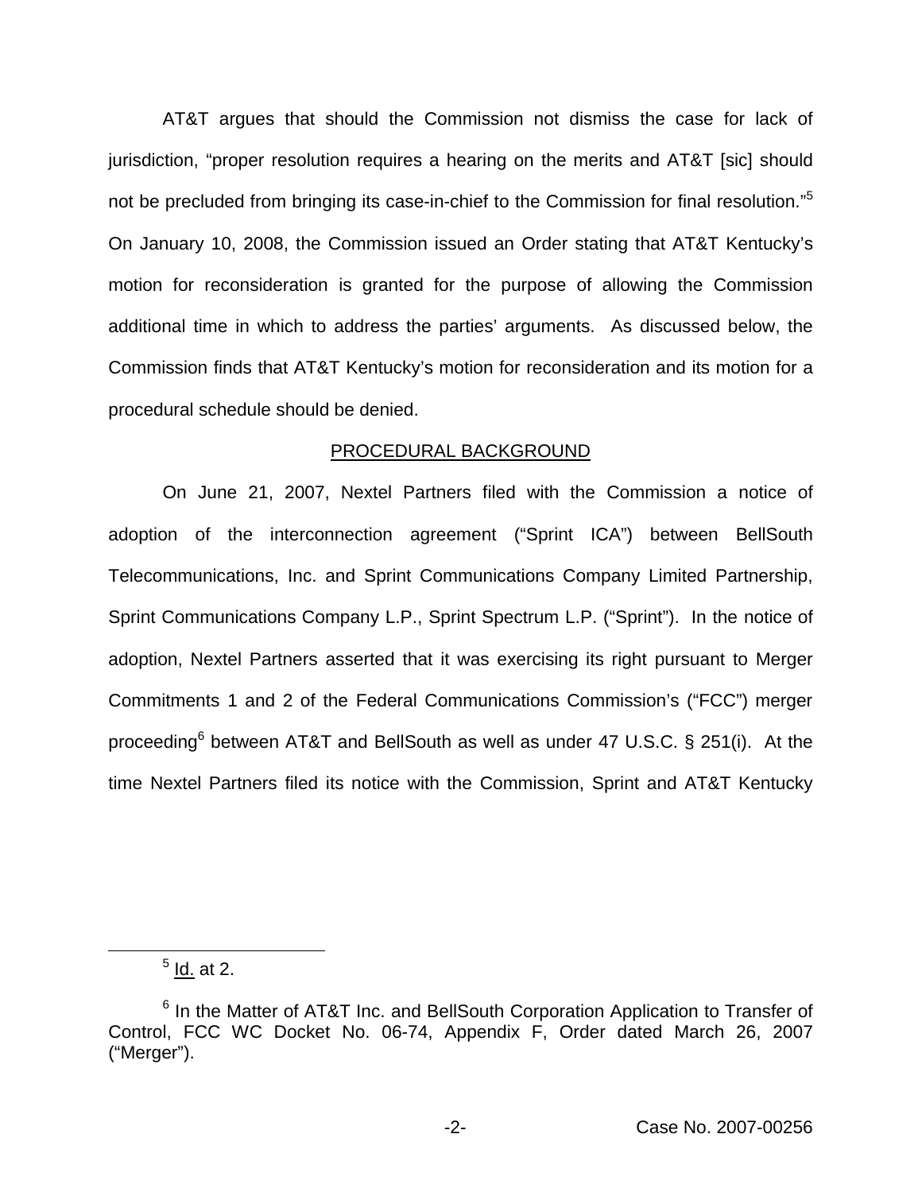AT&T argues that should the Commission not dismiss the case for lack of jurisdiction, "proper resolution requires a hearing on the merits and AT&T [sic] should not be precluded from bringing its case-in-chief to the Commission for final resolution."[5] On January 10, 2008, the Commission issued an Order stating that AT&T Kentucky's motion for reconsideration is granted for the purpose of allowing the Commission additional time in which to address the parties' arguments. As discussed below, the Commission finds that AT&T Kentucky's motion for reconsideration and its motion for a procedural schedule should be denied.

## PROCEDURAL BACKGROUND

On June 21, 2007, Nextel Partners filed with the Commission a notice of adoption of the interconnection agreement ("Sprint ICA") between BellSouth Telecommunications, Inc. and Sprint Communications Company Limited Partnership, Sprint Communications Company L.P., Sprint Spectrum L.P. ("Sprint"). In the notice of adoption, Nextel Partners asserted that it was exercising its right pursuant to Merger Commitments 1 and 2 of the Federal Communications Commission's ("FCC") merger proceeding[6] between AT&T and BellSouth as well as under 47 U.S.C. § 251(i). At the time Nextel Partners filed its notice with the Commission, Sprint and AT&T Kentucky

---

[5] Id. at 2.

[6] In the Matter of AT&T Inc. and BellSouth Corporation Application to Transfer of Control, FCC WC Docket No. 06-74, Appendix F, Order dated March 26, 2007 ("Merger").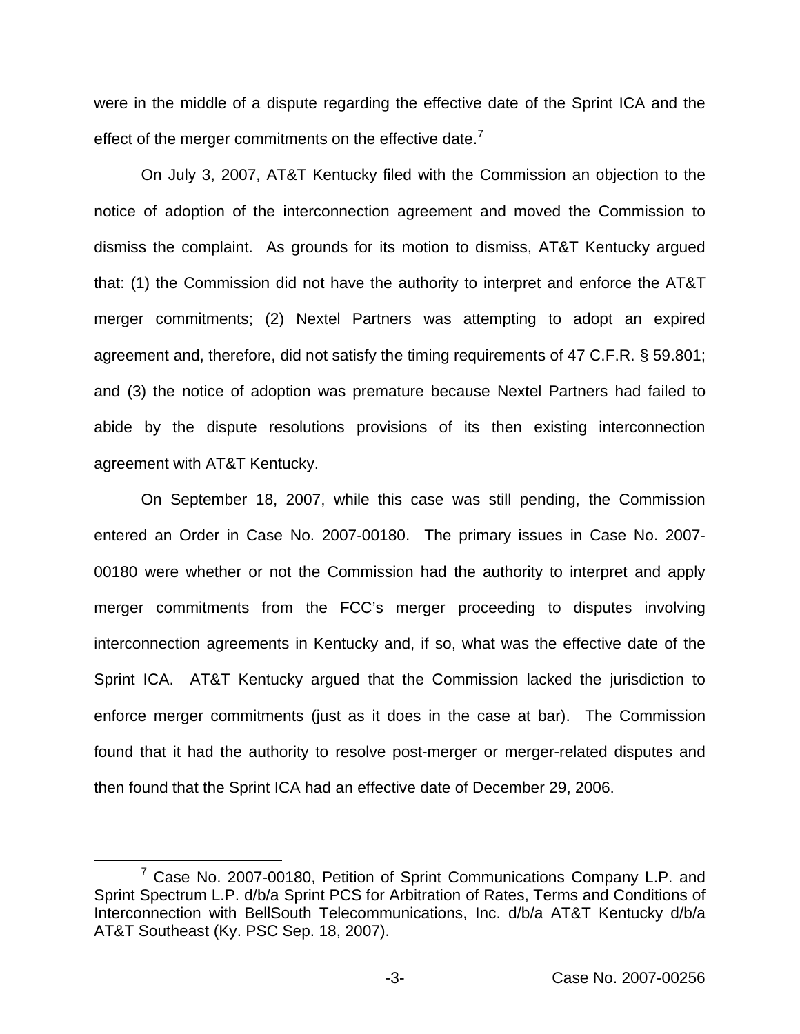were in the middle of a dispute regarding the effective date of the Sprint ICA and the effect of the merger commitments on the effective date.[7]

On July 3, 2007, AT&T Kentucky filed with the Commission an objection to the notice of adoption of the interconnection agreement and moved the Commission to dismiss the complaint. As grounds for its motion to dismiss, AT&T Kentucky argued that: (1) the Commission did not have the authority to interpret and enforce the AT&T merger commitments; (2) Nextel Partners was attempting to adopt an expired agreement and, therefore, did not satisfy the timing requirements of 47 C.F.R. § 59.801; and (3) the notice of adoption was premature because Nextel Partners had failed to abide by the dispute resolutions provisions of its then existing interconnection agreement with AT&T Kentucky.

On September 18, 2007, while this case was still pending, the Commission entered an Order in Case No. 2007-00180. The primary issues in Case No. 2007-00180 were whether or not the Commission had the authority to interpret and apply merger commitments from the FCC's merger proceeding to disputes involving interconnection agreements in Kentucky and, if so, what was the effective date of the Sprint ICA. AT&T Kentucky argued that the Commission lacked the jurisdiction to enforce merger commitments (just as it does in the case at bar). The Commission found that it had the authority to resolve post-merger or merger-related disputes and then found that the Sprint ICA had an effective date of December 29, 2006.

---

[7] Case No. 2007-00180, Petition of Sprint Communications Company L.P. and Sprint Spectrum L.P. d/b/a Sprint PCS for Arbitration of Rates, Terms and Conditions of Interconnection with BellSouth Telecommunications, Inc. d/b/a AT&T Kentucky d/b/a AT&T Southeast (Ky. PSC Sep. 18, 2007).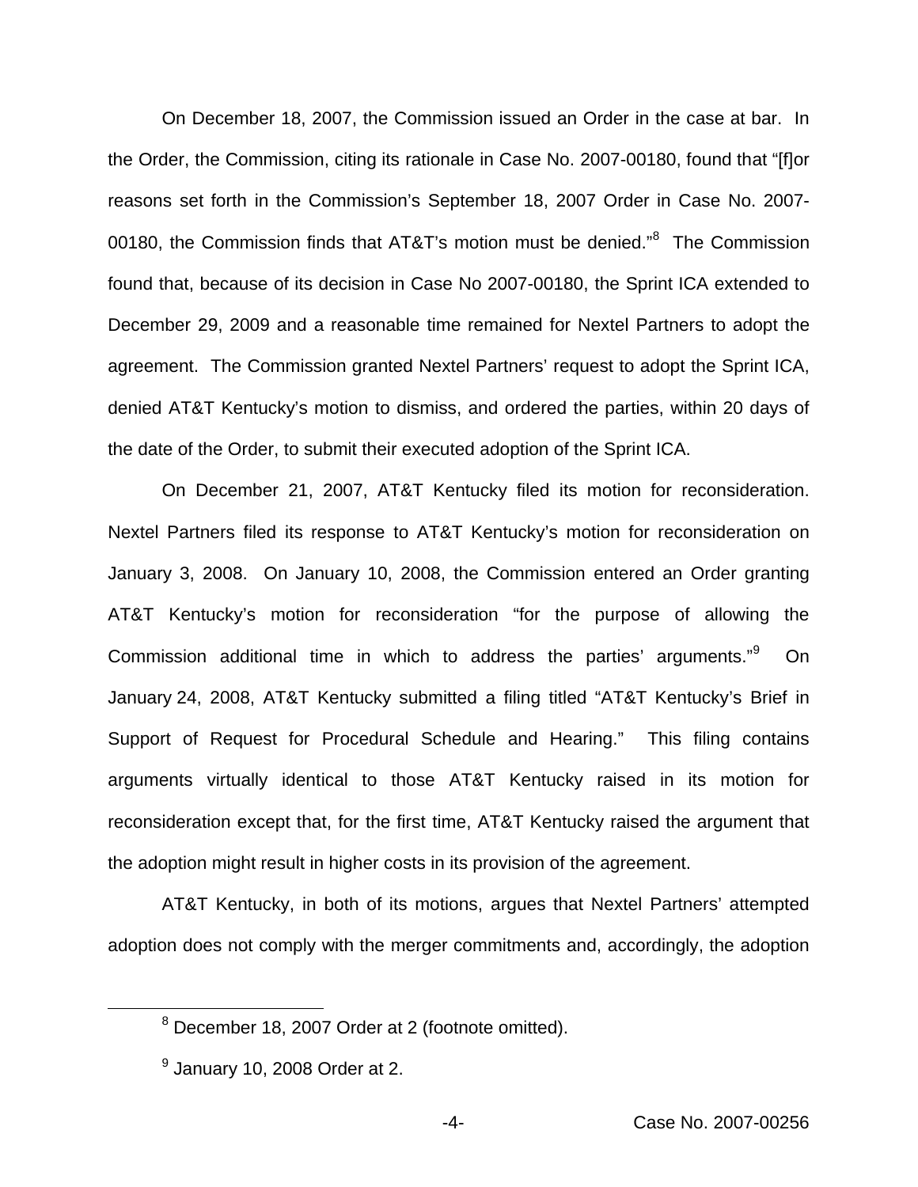On December 18, 2007, the Commission issued an Order in the case at bar. In the Order, the Commission, citing its rationale in Case No. 2007-00180, found that "[f]or reasons set forth in the Commission's September 18, 2007 Order in Case No. 2007-00180, the Commission finds that AT&T's motion must be denied."[8] The Commission found that, because of its decision in Case No 2007-00180, the Sprint ICA extended to December 29, 2009 and a reasonable time remained for Nextel Partners to adopt the agreement. The Commission granted Nextel Partners' request to adopt the Sprint ICA, denied AT&T Kentucky's motion to dismiss, and ordered the parties, within 20 days of the date of the Order, to submit their executed adoption of the Sprint ICA.

On December 21, 2007, AT&T Kentucky filed its motion for reconsideration. Nextel Partners filed its response to AT&T Kentucky's motion for reconsideration on January 3, 2008. On January 10, 2008, the Commission entered an Order granting AT&T Kentucky's motion for reconsideration "for the purpose of allowing the Commission additional time in which to address the parties' arguments."[9] On January 24, 2008, AT&T Kentucky submitted a filing titled "AT&T Kentucky's Brief in Support of Request for Procedural Schedule and Hearing." This filing contains arguments virtually identical to those AT&T Kentucky raised in its motion for reconsideration except that, for the first time, AT&T Kentucky raised the argument that the adoption might result in higher costs in its provision of the agreement.

AT&T Kentucky, in both of its motions, argues that Nextel Partners' attempted adoption does not comply with the merger commitments and, accordingly, the adoption

[8] December 18, 2007 Order at 2 (footnote omitted).

[9] January 10, 2008 Order at 2.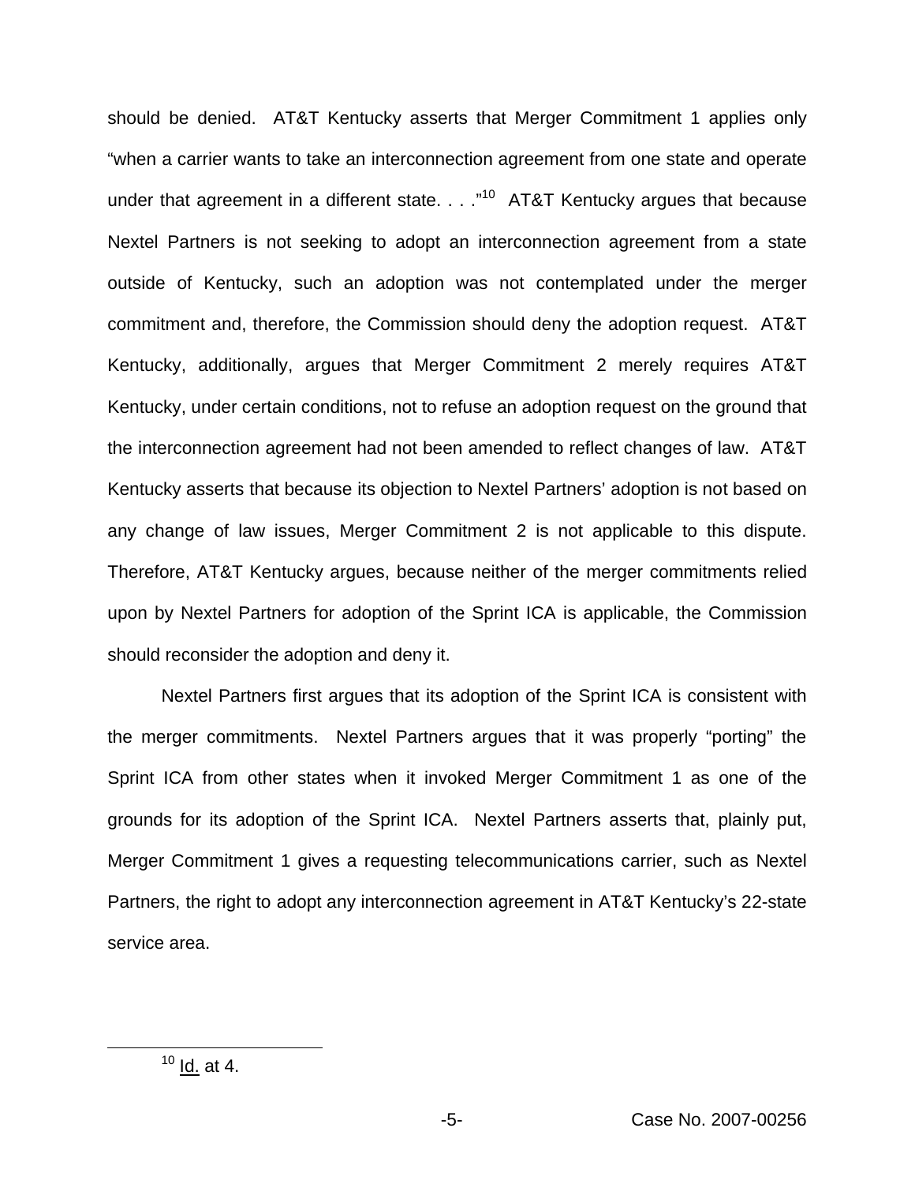should be denied. AT&T Kentucky asserts that Merger Commitment 1 applies only "when a carrier wants to take an interconnection agreement from one state and operate under that agreement in a different state. . . ."[10] AT&T Kentucky argues that because Nextel Partners is not seeking to adopt an interconnection agreement from a state outside of Kentucky, such an adoption was not contemplated under the merger commitment and, therefore, the Commission should deny the adoption request. AT&T Kentucky, additionally, argues that Merger Commitment 2 merely requires AT&T Kentucky, under certain conditions, not to refuse an adoption request on the ground that the interconnection agreement had not been amended to reflect changes of law. AT&T Kentucky asserts that because its objection to Nextel Partners' adoption is not based on any change of law issues, Merger Commitment 2 is not applicable to this dispute. Therefore, AT&T Kentucky argues, because neither of the merger commitments relied upon by Nextel Partners for adoption of the Sprint ICA is applicable, the Commission should reconsider the adoption and deny it.

Nextel Partners first argues that its adoption of the Sprint ICA is consistent with the merger commitments. Nextel Partners argues that it was properly "porting" the Sprint ICA from other states when it invoked Merger Commitment 1 as one of the grounds for its adoption of the Sprint ICA. Nextel Partners asserts that, plainly put, Merger Commitment 1 gives a requesting telecommunications carrier, such as Nextel Partners, the right to adopt any interconnection agreement in AT&T Kentucky's 22-state service area.

---

[10] Id. at 4.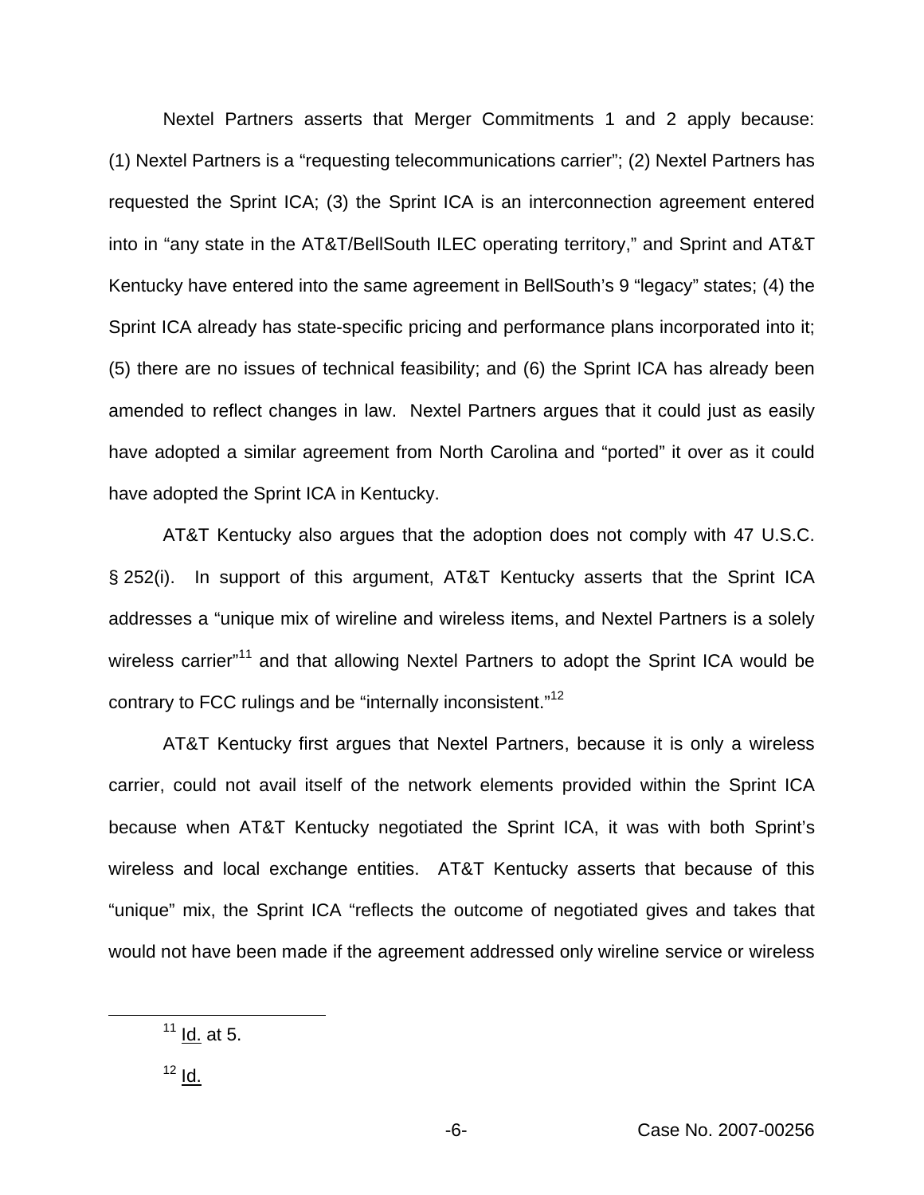Nextel Partners asserts that Merger Commitments 1 and 2 apply because: (1) Nextel Partners is a "requesting telecommunications carrier"; (2) Nextel Partners has requested the Sprint ICA; (3) the Sprint ICA is an interconnection agreement entered into in "any state in the AT&T/BellSouth ILEC operating territory," and Sprint and AT&T Kentucky have entered into the same agreement in BellSouth's 9 "legacy" states; (4) the Sprint ICA already has state-specific pricing and performance plans incorporated into it; (5) there are no issues of technical feasibility; and (6) the Sprint ICA has already been amended to reflect changes in law. Nextel Partners argues that it could just as easily have adopted a similar agreement from North Carolina and "ported" it over as it could have adopted the Sprint ICA in Kentucky.

AT&T Kentucky also argues that the adoption does not comply with 47 U.S.C. § 252(i). In support of this argument, AT&T Kentucky asserts that the Sprint ICA addresses a "unique mix of wireline and wireless items, and Nextel Partners is a solely wireless carrier"[11] and that allowing Nextel Partners to adopt the Sprint ICA would be contrary to FCC rulings and be "internally inconsistent."[12]

AT&T Kentucky first argues that Nextel Partners, because it is only a wireless carrier, could not avail itself of the network elements provided within the Sprint ICA because when AT&T Kentucky negotiated the Sprint ICA, it was with both Sprint's wireless and local exchange entities. AT&T Kentucky asserts that because of this "unique" mix, the Sprint ICA "reflects the outcome of negotiated gives and takes that would not have been made if the agreement addressed only wireline service or wireless

---

[11] Id. at 5.

[12] Id.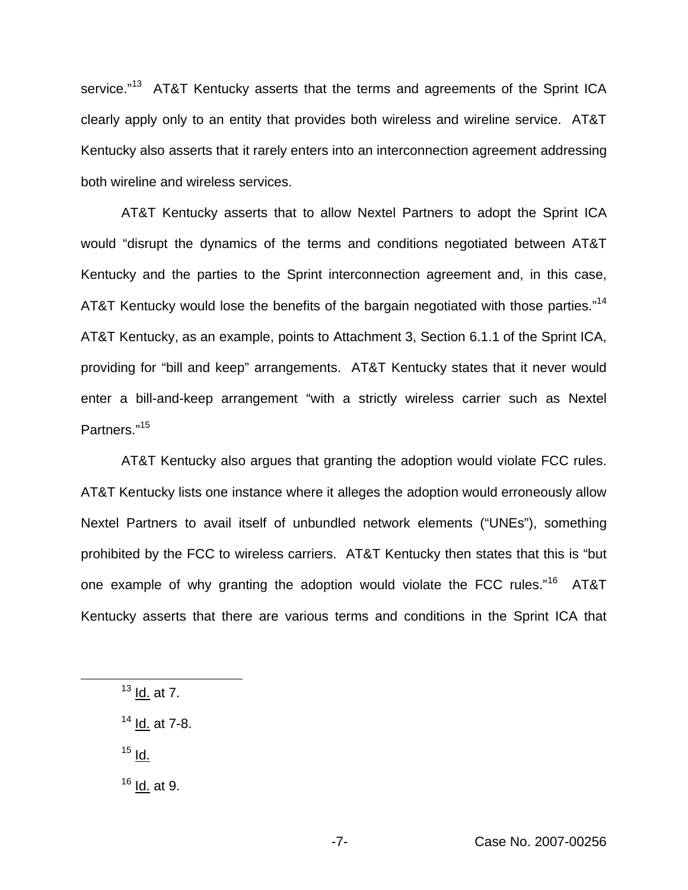service."[13] AT&T Kentucky asserts that the terms and agreements of the Sprint ICA clearly apply only to an entity that provides both wireless and wireline service. AT&T Kentucky also asserts that it rarely enters into an interconnection agreement addressing both wireline and wireless services.

AT&T Kentucky asserts that to allow Nextel Partners to adopt the Sprint ICA would "disrupt the dynamics of the terms and conditions negotiated between AT&T Kentucky and the parties to the Sprint interconnection agreement and, in this case, AT&T Kentucky would lose the benefits of the bargain negotiated with those parties."[14] AT&T Kentucky, as an example, points to Attachment 3, Section 6.1.1 of the Sprint ICA, providing for "bill and keep" arrangements. AT&T Kentucky states that it never would enter a bill-and-keep arrangement "with a strictly wireless carrier such as Nextel Partners."[15]

AT&T Kentucky also argues that granting the adoption would violate FCC rules. AT&T Kentucky lists one instance where it alleges the adoption would erroneously allow Nextel Partners to avail itself of unbundled network elements ("UNEs"), something prohibited by the FCC to wireless carriers. AT&T Kentucky then states that this is "but one example of why granting the adoption would violate the FCC rules."[16] AT&T Kentucky asserts that there are various terms and conditions in the Sprint ICA that

---

[13] Id. at 7.

[14] Id. at 7-8.

[15] Id.

[16] Id. at 9.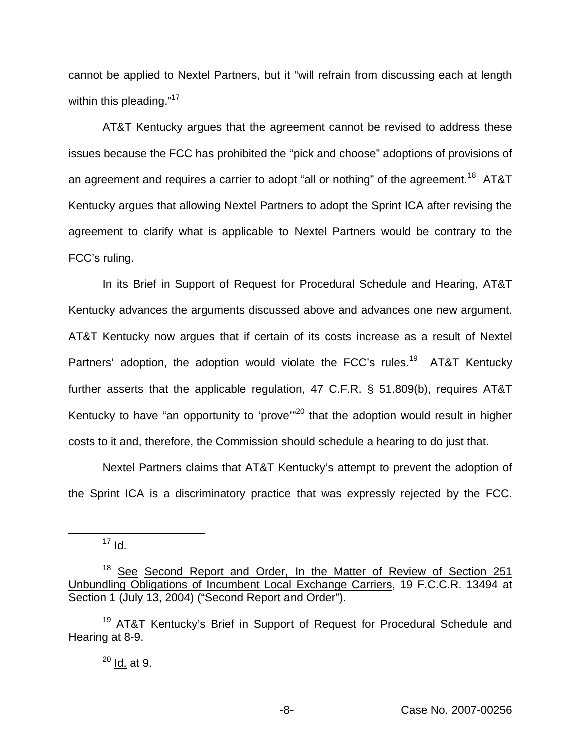cannot be applied to Nextel Partners, but it "will refrain from discussing each at length within this pleading."[17]

AT&T Kentucky argues that the agreement cannot be revised to address these issues because the FCC has prohibited the "pick and choose" adoptions of provisions of an agreement and requires a carrier to adopt "all or nothing" of the agreement.[18] AT&T Kentucky argues that allowing Nextel Partners to adopt the Sprint ICA after revising the agreement to clarify what is applicable to Nextel Partners would be contrary to the FCC's ruling.

In its Brief in Support of Request for Procedural Schedule and Hearing, AT&T Kentucky advances the arguments discussed above and advances one new argument. AT&T Kentucky now argues that if certain of its costs increase as a result of Nextel Partners' adoption, the adoption would violate the FCC's rules.[19] AT&T Kentucky further asserts that the applicable regulation, 47 C.F.R. § 51.809(b), requires AT&T Kentucky to have "an opportunity to 'prove'"[20] that the adoption would result in higher costs to it and, therefore, the Commission should schedule a hearing to do just that.

Nextel Partners claims that AT&T Kentucky's attempt to prevent the adoption of the Sprint ICA is a discriminatory practice that was expressly rejected by the FCC.

---

[17] Id.

[18] See Second Report and Order, In the Matter of Review of Section 251 Unbundling Obligations of Incumbent Local Exchange Carriers, 19 F.C.C.R. 13494 at Section 1 (July 13, 2004) ("Second Report and Order").

[19] AT&T Kentucky's Brief in Support of Request for Procedural Schedule and Hearing at 8-9.

[20] Id. at 9.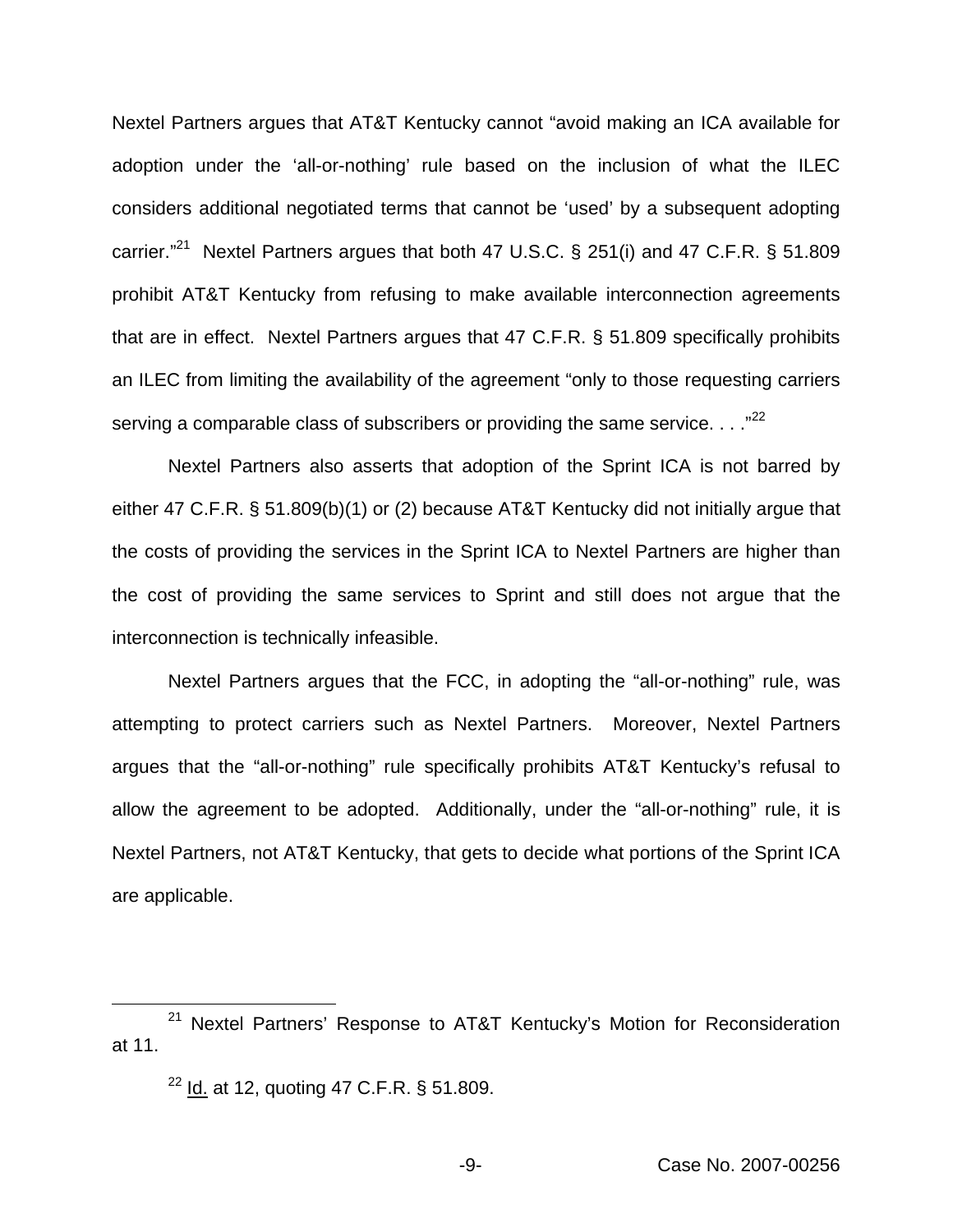Nextel Partners argues that AT&T Kentucky cannot "avoid making an ICA available for adoption under the 'all-or-nothing' rule based on the inclusion of what the ILEC considers additional negotiated terms that cannot be 'used' by a subsequent adopting carrier."[21] Nextel Partners argues that both 47 U.S.C. § 251(i) and 47 C.F.R. § 51.809 prohibit AT&T Kentucky from refusing to make available interconnection agreements that are in effect. Nextel Partners argues that 47 C.F.R. § 51.809 specifically prohibits an ILEC from limiting the availability of the agreement "only to those requesting carriers serving a comparable class of subscribers or providing the same service. . . ."[22]

Nextel Partners also asserts that adoption of the Sprint ICA is not barred by either 47 C.F.R. § 51.809(b)(1) or (2) because AT&T Kentucky did not initially argue that the costs of providing the services in the Sprint ICA to Nextel Partners are higher than the cost of providing the same services to Sprint and still does not argue that the interconnection is technically infeasible.

Nextel Partners argues that the FCC, in adopting the "all-or-nothing" rule, was attempting to protect carriers such as Nextel Partners. Moreover, Nextel Partners argues that the "all-or-nothing" rule specifically prohibits AT&T Kentucky's refusal to allow the agreement to be adopted. Additionally, under the "all-or-nothing" rule, it is Nextel Partners, not AT&T Kentucky, that gets to decide what portions of the Sprint ICA are applicable.

---

[21] Nextel Partners' Response to AT&T Kentucky's Motion for Reconsideration at 11.

[22] Id. at 12, quoting 47 C.F.R. § 51.809.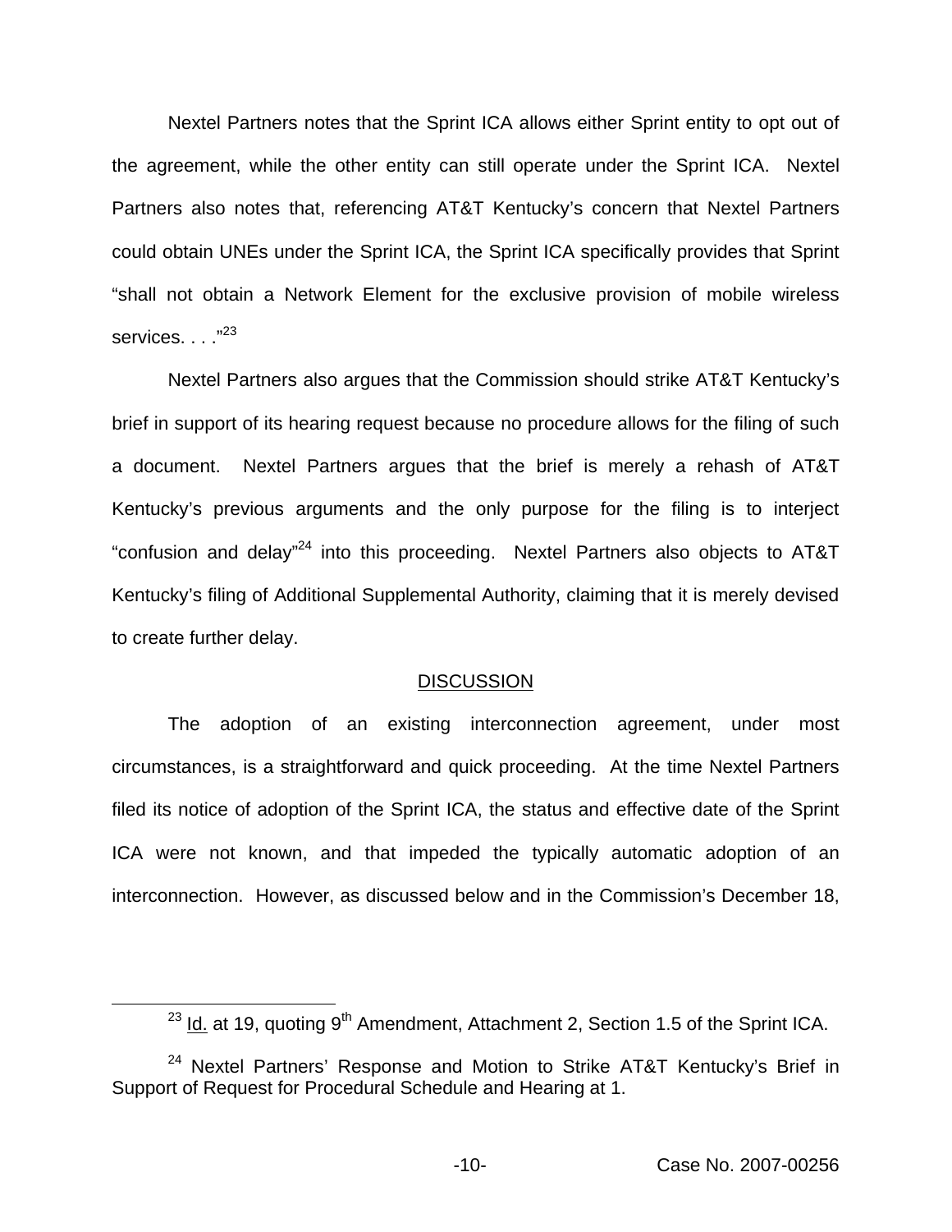Nextel Partners notes that the Sprint ICA allows either Sprint entity to opt out of the agreement, while the other entity can still operate under the Sprint ICA. Nextel Partners also notes that, referencing AT&T Kentucky's concern that Nextel Partners could obtain UNEs under the Sprint ICA, the Sprint ICA specifically provides that Sprint "shall not obtain a Network Element for the exclusive provision of mobile wireless services. . . ."[23]

Nextel Partners also argues that the Commission should strike AT&T Kentucky's brief in support of its hearing request because no procedure allows for the filing of such a document. Nextel Partners argues that the brief is merely a rehash of AT&T Kentucky's previous arguments and the only purpose for the filing is to interject "confusion and delay"[24] into this proceeding. Nextel Partners also objects to AT&T Kentucky's filing of Additional Supplemental Authority, claiming that it is merely devised to create further delay.

## DISCUSSION

The adoption of an existing interconnection agreement, under most circumstances, is a straightforward and quick proceeding. At the time Nextel Partners filed its notice of adoption of the Sprint ICA, the status and effective date of the Sprint ICA were not known, and that impeded the typically automatic adoption of an interconnection. However, as discussed below and in the Commission's December 18,

---

[23] Id. at 19, quoting 9th Amendment, Attachment 2, Section 1.5 of the Sprint ICA.

[24] Nextel Partners' Response and Motion to Strike AT&T Kentucky's Brief in Support of Request for Procedural Schedule and Hearing at 1.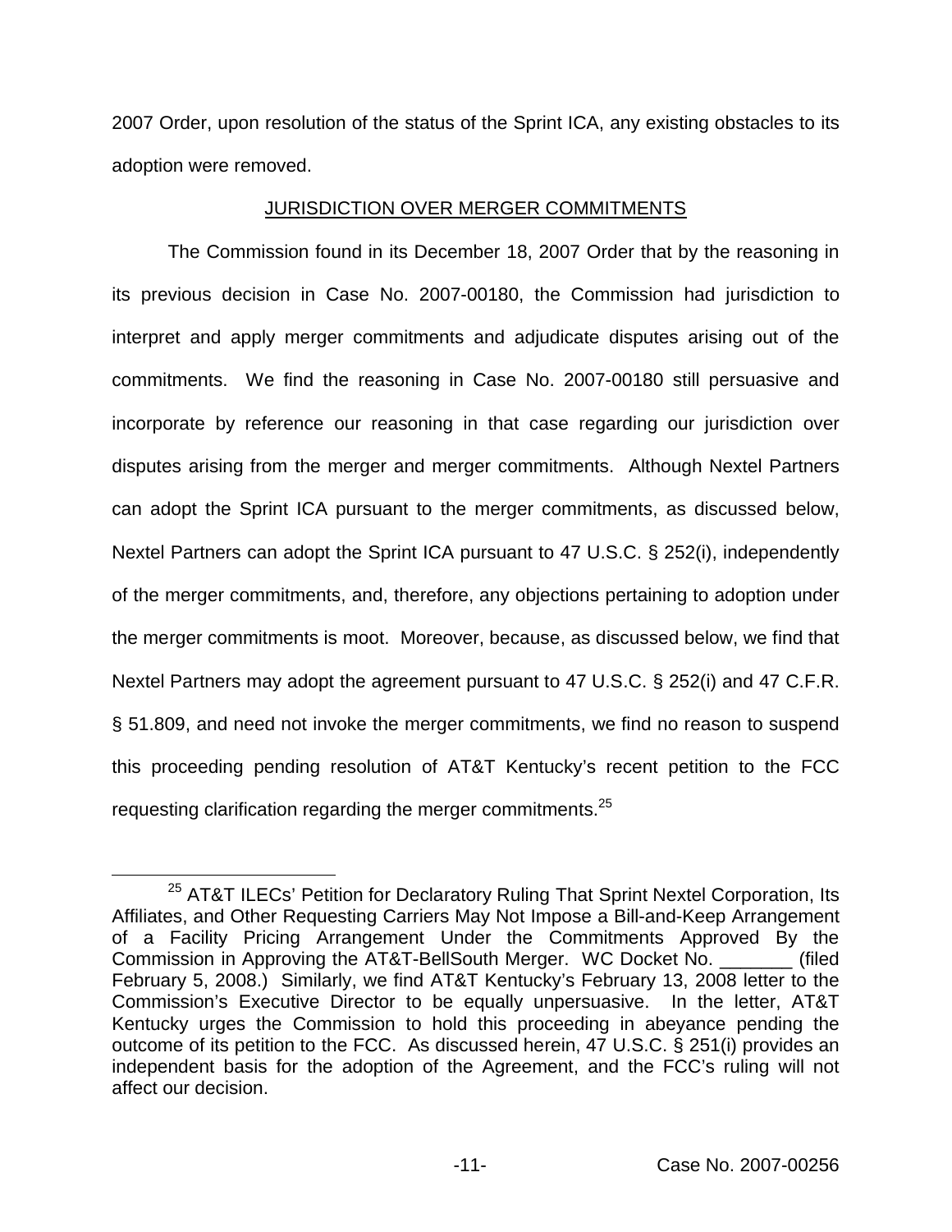2007 Order, upon resolution of the status of the Sprint ICA, any existing obstacles to its adoption were removed.

## JURISDICTION OVER MERGER COMMITMENTS

The Commission found in its December 18, 2007 Order that by the reasoning in its previous decision in Case No. 2007-00180, the Commission had jurisdiction to interpret and apply merger commitments and adjudicate disputes arising out of the commitments. We find the reasoning in Case No. 2007-00180 still persuasive and incorporate by reference our reasoning in that case regarding our jurisdiction over disputes arising from the merger and merger commitments. Although Nextel Partners can adopt the Sprint ICA pursuant to the merger commitments, as discussed below, Nextel Partners can adopt the Sprint ICA pursuant to 47 U.S.C. § 252(i), independently of the merger commitments, and, therefore, any objections pertaining to adoption under the merger commitments is moot. Moreover, because, as discussed below, we find that Nextel Partners may adopt the agreement pursuant to 47 U.S.C. § 252(i) and 47 C.F.R. § 51.809, and need not invoke the merger commitments, we find no reason to suspend this proceeding pending resolution of AT&T Kentucky's recent petition to the FCC requesting clarification regarding the merger commitments.[25]

[25] AT&T ILECs' Petition for Declaratory Ruling That Sprint Nextel Corporation, Its Affiliates, and Other Requesting Carriers May Not Impose a Bill-and-Keep Arrangement of a Facility Pricing Arrangement Under the Commitments Approved By the Commission in Approving the AT&T-BellSouth Merger. WC Docket No. _______ (filed February 5, 2008.) Similarly, we find AT&T Kentucky's February 13, 2008 letter to the Commission's Executive Director to be equally unpersuasive. In the letter, AT&T Kentucky urges the Commission to hold this proceeding in abeyance pending the outcome of its petition to the FCC. As discussed herein, 47 U.S.C. § 251(i) provides an independent basis for the adoption of the Agreement, and the FCC's ruling will not affect our decision.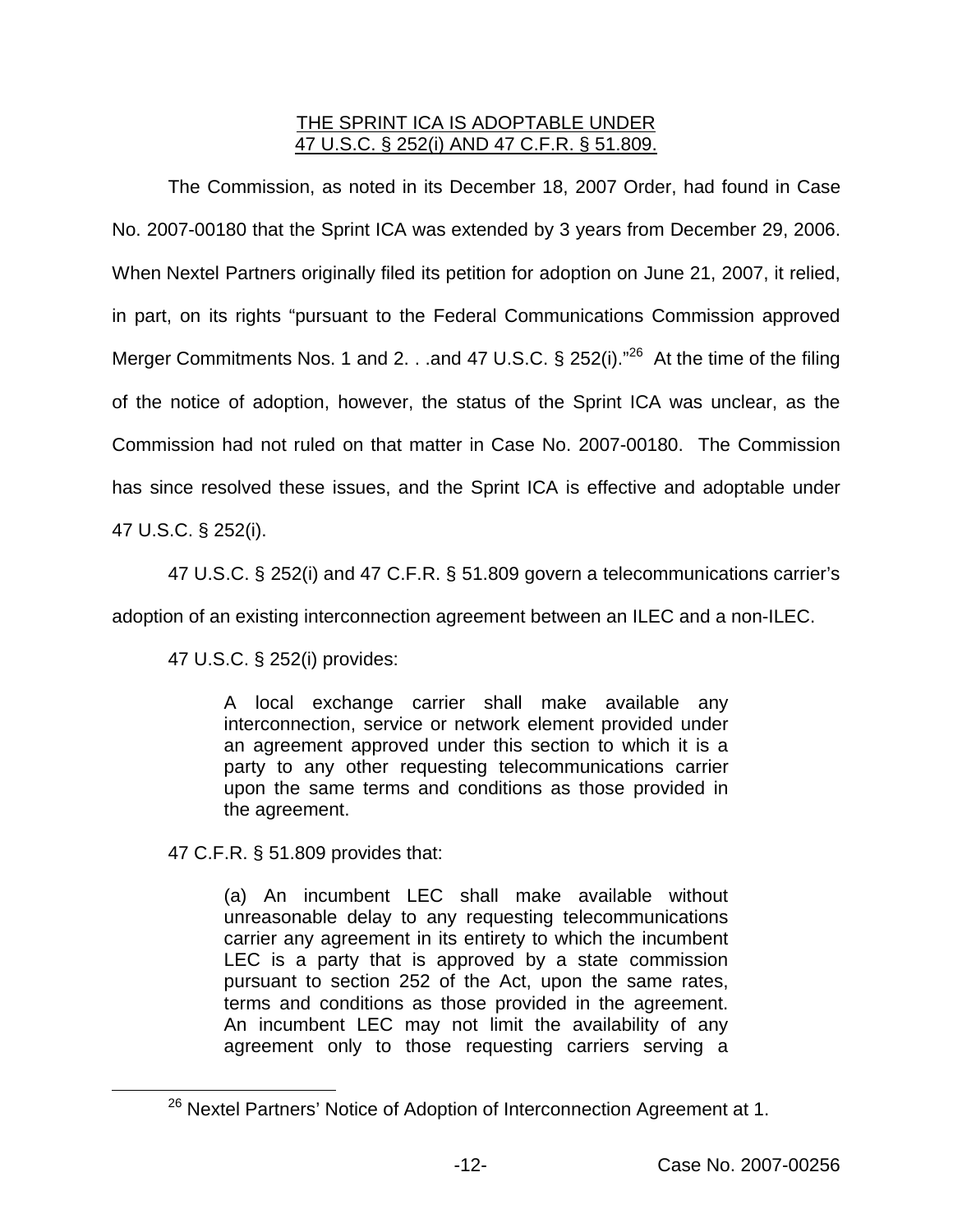## THE SPRINT ICA IS ADOPTABLE UNDER 47 U.S.C. § 252(i) AND 47 C.F.R. § 51.809.

The Commission, as noted in its December 18, 2007 Order, had found in Case No. 2007-00180 that the Sprint ICA was extended by 3 years from December 29, 2006. When Nextel Partners originally filed its petition for adoption on June 21, 2007, it relied, in part, on its rights "pursuant to the Federal Communications Commission approved Merger Commitments Nos. 1 and 2. . .and 47 U.S.C. § 252(i)."[26] At the time of the filing of the notice of adoption, however, the status of the Sprint ICA was unclear, as the Commission had not ruled on that matter in Case No. 2007-00180. The Commission has since resolved these issues, and the Sprint ICA is effective and adoptable under 47 U.S.C. § 252(i).

47 U.S.C. § 252(i) and 47 C.F.R. § 51.809 govern a telecommunications carrier's adoption of an existing interconnection agreement between an ILEC and a non-ILEC.

47 U.S.C. § 252(i) provides:

> A local exchange carrier shall make available any interconnection, service or network element provided under an agreement approved under this section to which it is a party to any other requesting telecommunications carrier upon the same terms and conditions as those provided in the agreement.

47 C.F.R. § 51.809 provides that:

> (a) An incumbent LEC shall make available without unreasonable delay to any requesting telecommunications carrier any agreement in its entirety to which the incumbent LEC is a party that is approved by a state commission pursuant to section 252 of the Act, upon the same rates, terms and conditions as those provided in the agreement. An incumbent LEC may not limit the availability of any agreement only to those requesting carriers serving a

[26] Nextel Partners' Notice of Adoption of Interconnection Agreement at 1.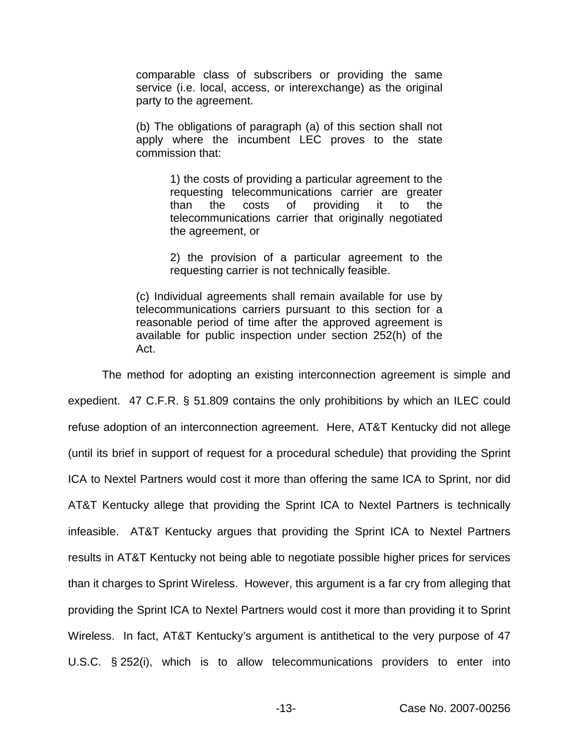> comparable class of subscribers or providing the same service (i.e. local, access, or interexchange) as the original party to the agreement.
>
> (b) The obligations of paragraph (a) of this section shall not apply where the incumbent LEC proves to the state commission that:
>
> > 1) the costs of providing a particular agreement to the requesting telecommunications carrier are greater than the costs of providing it to the telecommunications carrier that originally negotiated the agreement, or
> >
> > 2) the provision of a particular agreement to the requesting carrier is not technically feasible.
>
> (c) Individual agreements shall remain available for use by telecommunications carriers pursuant to this section for a reasonable period of time after the approved agreement is available for public inspection under section 252(h) of the Act.

The method for adopting an existing interconnection agreement is simple and expedient. 47 C.F.R. § 51.809 contains the only prohibitions by which an ILEC could refuse adoption of an interconnection agreement. Here, AT&T Kentucky did not allege (until its brief in support of request for a procedural schedule) that providing the Sprint ICA to Nextel Partners would cost it more than offering the same ICA to Sprint, nor did AT&T Kentucky allege that providing the Sprint ICA to Nextel Partners is technically infeasible. AT&T Kentucky argues that providing the Sprint ICA to Nextel Partners results in AT&T Kentucky not being able to negotiate possible higher prices for services than it charges to Sprint Wireless. However, this argument is a far cry from alleging that providing the Sprint ICA to Nextel Partners would cost it more than providing it to Sprint Wireless. In fact, AT&T Kentucky's argument is antithetical to the very purpose of 47 U.S.C. § 252(i), which is to allow telecommunications providers to enter into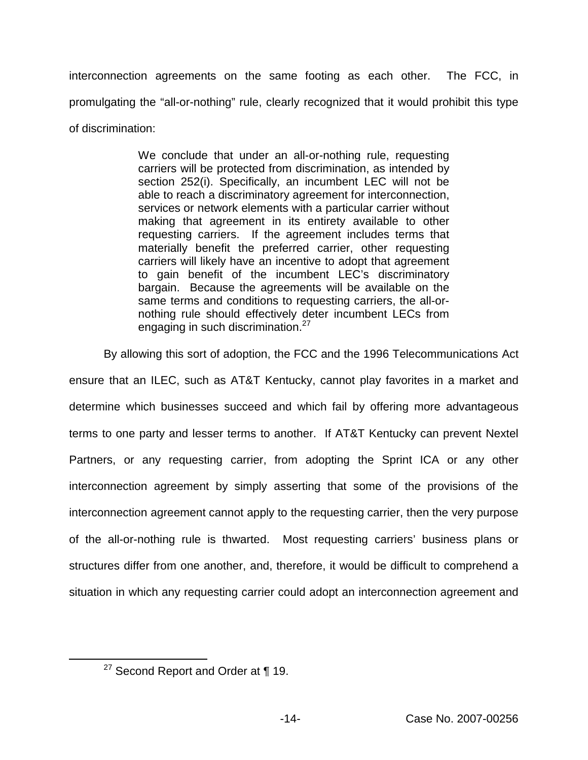interconnection agreements on the same footing as each other. The FCC, in promulgating the "all-or-nothing" rule, clearly recognized that it would prohibit this type of discrimination:

> We conclude that under an all-or-nothing rule, requesting carriers will be protected from discrimination, as intended by section 252(i). Specifically, an incumbent LEC will not be able to reach a discriminatory agreement for interconnection, services or network elements with a particular carrier without making that agreement in its entirety available to other requesting carriers. If the agreement includes terms that materially benefit the preferred carrier, other requesting carriers will likely have an incentive to adopt that agreement to gain benefit of the incumbent LEC's discriminatory bargain. Because the agreements will be available on the same terms and conditions to requesting carriers, the all-or-nothing rule should effectively deter incumbent LECs from engaging in such discrimination.[27]

By allowing this sort of adoption, the FCC and the 1996 Telecommunications Act ensure that an ILEC, such as AT&T Kentucky, cannot play favorites in a market and determine which businesses succeed and which fail by offering more advantageous terms to one party and lesser terms to another. If AT&T Kentucky can prevent Nextel Partners, or any requesting carrier, from adopting the Sprint ICA or any other interconnection agreement by simply asserting that some of the provisions of the interconnection agreement cannot apply to the requesting carrier, then the very purpose of the all-or-nothing rule is thwarted. Most requesting carriers' business plans or structures differ from one another, and, therefore, it would be difficult to comprehend a situation in which any requesting carrier could adopt an interconnection agreement and

---

[27] Second Report and Order at ¶ 19.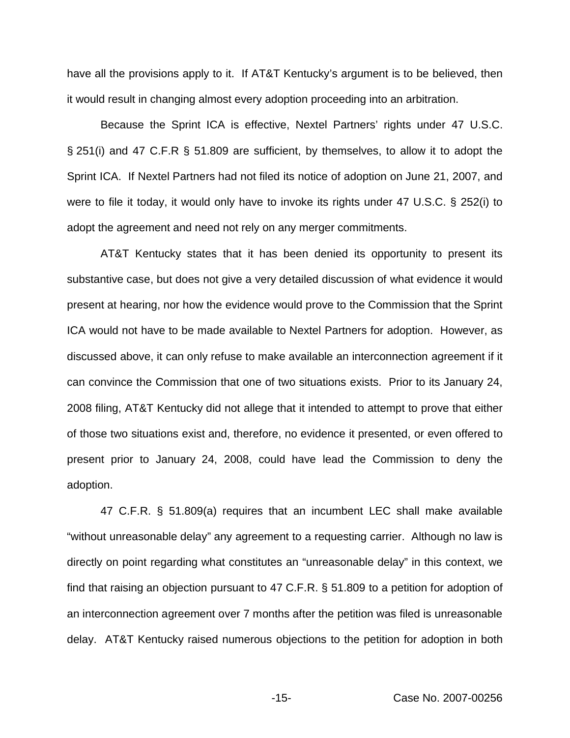have all the provisions apply to it. If AT&T Kentucky's argument is to be believed, then it would result in changing almost every adoption proceeding into an arbitration.

Because the Sprint ICA is effective, Nextel Partners' rights under 47 U.S.C. § 251(i) and 47 C.F.R § 51.809 are sufficient, by themselves, to allow it to adopt the Sprint ICA. If Nextel Partners had not filed its notice of adoption on June 21, 2007, and were to file it today, it would only have to invoke its rights under 47 U.S.C. § 252(i) to adopt the agreement and need not rely on any merger commitments.

AT&T Kentucky states that it has been denied its opportunity to present its substantive case, but does not give a very detailed discussion of what evidence it would present at hearing, nor how the evidence would prove to the Commission that the Sprint ICA would not have to be made available to Nextel Partners for adoption. However, as discussed above, it can only refuse to make available an interconnection agreement if it can convince the Commission that one of two situations exists. Prior to its January 24, 2008 filing, AT&T Kentucky did not allege that it intended to attempt to prove that either of those two situations exist and, therefore, no evidence it presented, or even offered to present prior to January 24, 2008, could have lead the Commission to deny the adoption.

47 C.F.R. § 51.809(a) requires that an incumbent LEC shall make available "without unreasonable delay" any agreement to a requesting carrier. Although no law is directly on point regarding what constitutes an "unreasonable delay" in this context, we find that raising an objection pursuant to 47 C.F.R. § 51.809 to a petition for adoption of an interconnection agreement over 7 months after the petition was filed is unreasonable delay. AT&T Kentucky raised numerous objections to the petition for adoption in both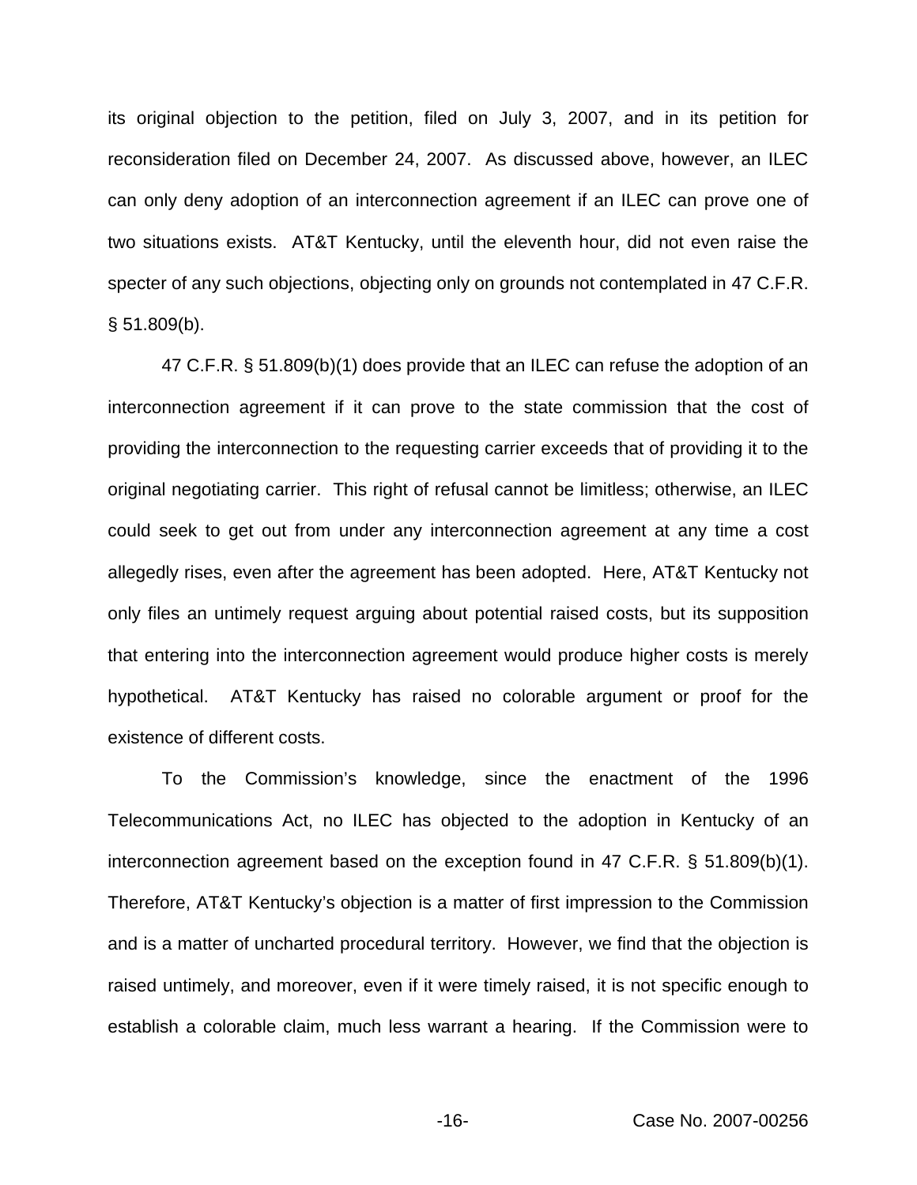its original objection to the petition, filed on July 3, 2007, and in its petition for reconsideration filed on December 24, 2007. As discussed above, however, an ILEC can only deny adoption of an interconnection agreement if an ILEC can prove one of two situations exists. AT&T Kentucky, until the eleventh hour, did not even raise the specter of any such objections, objecting only on grounds not contemplated in 47 C.F.R. § 51.809(b).

47 C.F.R. § 51.809(b)(1) does provide that an ILEC can refuse the adoption of an interconnection agreement if it can prove to the state commission that the cost of providing the interconnection to the requesting carrier exceeds that of providing it to the original negotiating carrier. This right of refusal cannot be limitless; otherwise, an ILEC could seek to get out from under any interconnection agreement at any time a cost allegedly rises, even after the agreement has been adopted. Here, AT&T Kentucky not only files an untimely request arguing about potential raised costs, but its supposition that entering into the interconnection agreement would produce higher costs is merely hypothetical. AT&T Kentucky has raised no colorable argument or proof for the existence of different costs.

To the Commission's knowledge, since the enactment of the 1996 Telecommunications Act, no ILEC has objected to the adoption in Kentucky of an interconnection agreement based on the exception found in 47 C.F.R. § 51.809(b)(1). Therefore, AT&T Kentucky's objection is a matter of first impression to the Commission and is a matter of uncharted procedural territory. However, we find that the objection is raised untimely, and moreover, even if it were timely raised, it is not specific enough to establish a colorable claim, much less warrant a hearing. If the Commission were to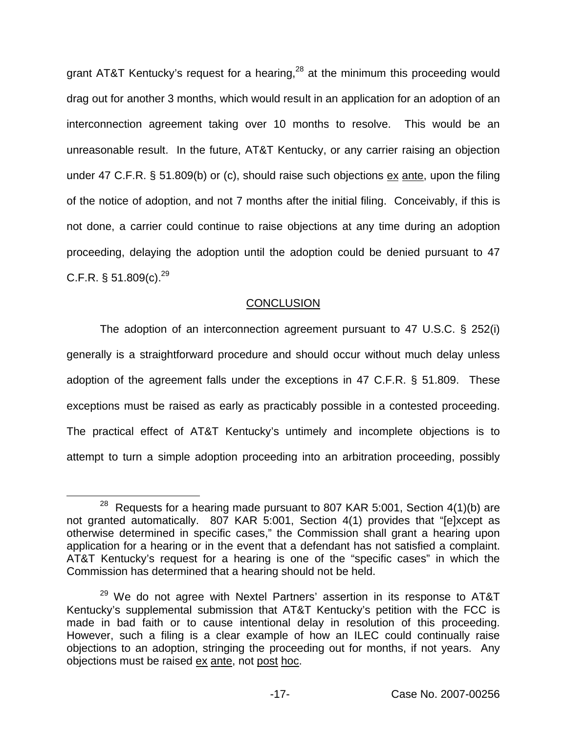grant AT&T Kentucky's request for a hearing,[28] at the minimum this proceeding would drag out for another 3 months, which would result in an application for an adoption of an interconnection agreement taking over 10 months to resolve. This would be an unreasonable result. In the future, AT&T Kentucky, or any carrier raising an objection under 47 C.F.R. § 51.809(b) or (c), should raise such objections ex ante, upon the filing of the notice of adoption, and not 7 months after the initial filing. Conceivably, if this is not done, a carrier could continue to raise objections at any time during an adoption proceeding, delaying the adoption until the adoption could be denied pursuant to 47 C.F.R. § 51.809(c).[29]

## CONCLUSION

The adoption of an interconnection agreement pursuant to 47 U.S.C. § 252(i) generally is a straightforward procedure and should occur without much delay unless adoption of the agreement falls under the exceptions in 47 C.F.R. § 51.809. These exceptions must be raised as early as practicably possible in a contested proceeding. The practical effect of AT&T Kentucky's untimely and incomplete objections is to attempt to turn a simple adoption proceeding into an arbitration proceeding, possibly

---

[28] Requests for a hearing made pursuant to 807 KAR 5:001, Section 4(1)(b) are not granted automatically. 807 KAR 5:001, Section 4(1) provides that "[e]xcept as otherwise determined in specific cases," the Commission shall grant a hearing upon application for a hearing or in the event that a defendant has not satisfied a complaint. AT&T Kentucky's request for a hearing is one of the "specific cases" in which the Commission has determined that a hearing should not be held.

[29] We do not agree with Nextel Partners' assertion in its response to AT&T Kentucky's supplemental submission that AT&T Kentucky's petition with the FCC is made in bad faith or to cause intentional delay in resolution of this proceeding. However, such a filing is a clear example of how an ILEC could continually raise objections to an adoption, stringing the proceeding out for months, if not years. Any objections must be raised ex ante, not post hoc.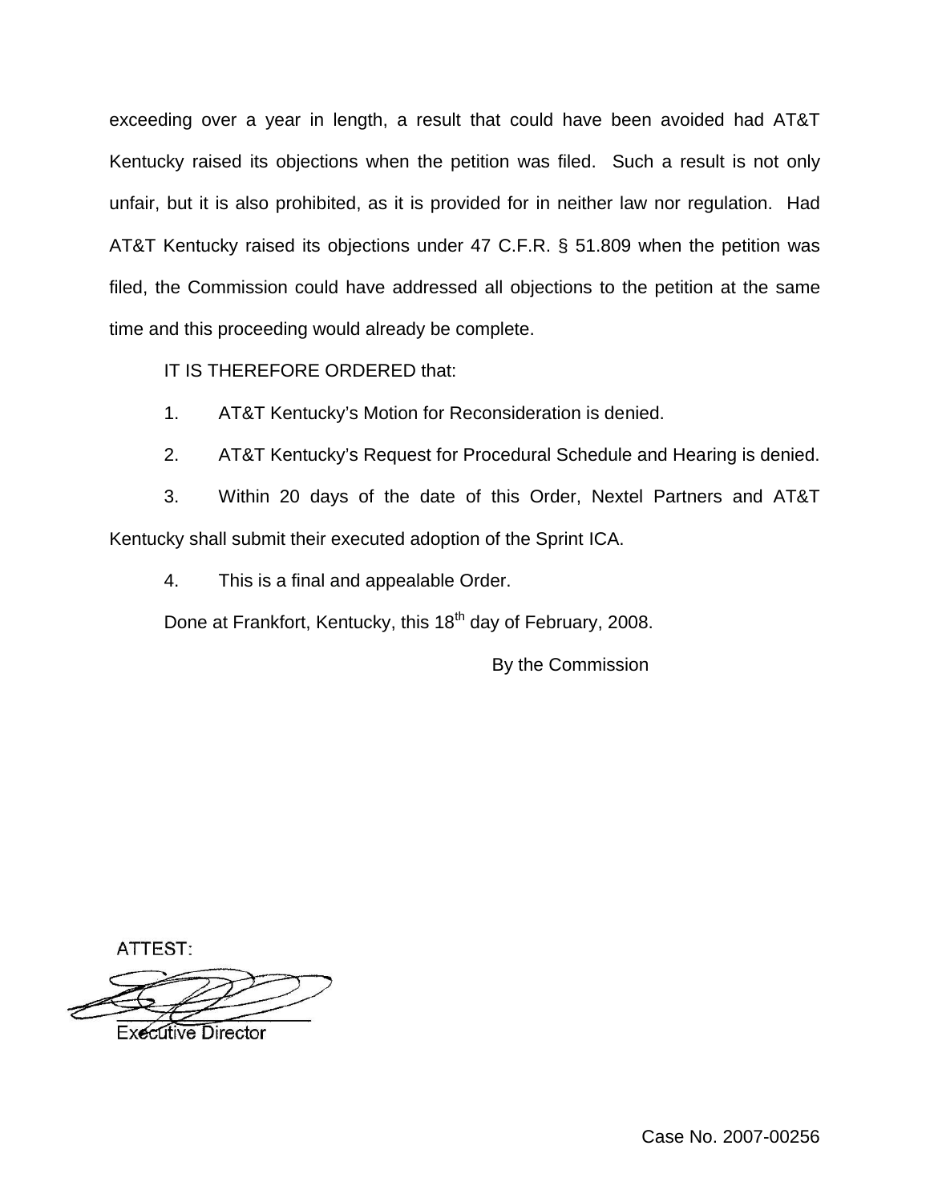exceeding over a year in length, a result that could have been avoided had AT&T Kentucky raised its objections when the petition was filed. Such a result is not only unfair, but it is also prohibited, as it is provided for in neither law nor regulation. Had AT&T Kentucky raised its objections under 47 C.F.R. § 51.809 when the petition was filed, the Commission could have addressed all objections to the petition at the same time and this proceeding would already be complete.

IT IS THEREFORE ORDERED that:

1. AT&T Kentucky's Motion for Reconsideration is denied.

2. AT&T Kentucky's Request for Procedural Schedule and Hearing is denied.

3. Within 20 days of the date of this Order, Nextel Partners and AT&T Kentucky shall submit their executed adoption of the Sprint ICA.

4. This is a final and appealable Order.

Done at Frankfort, Kentucky, this 18th day of February, 2008.

By the Commission

ATTEST:

Executive Director

Case No. 2007-00256